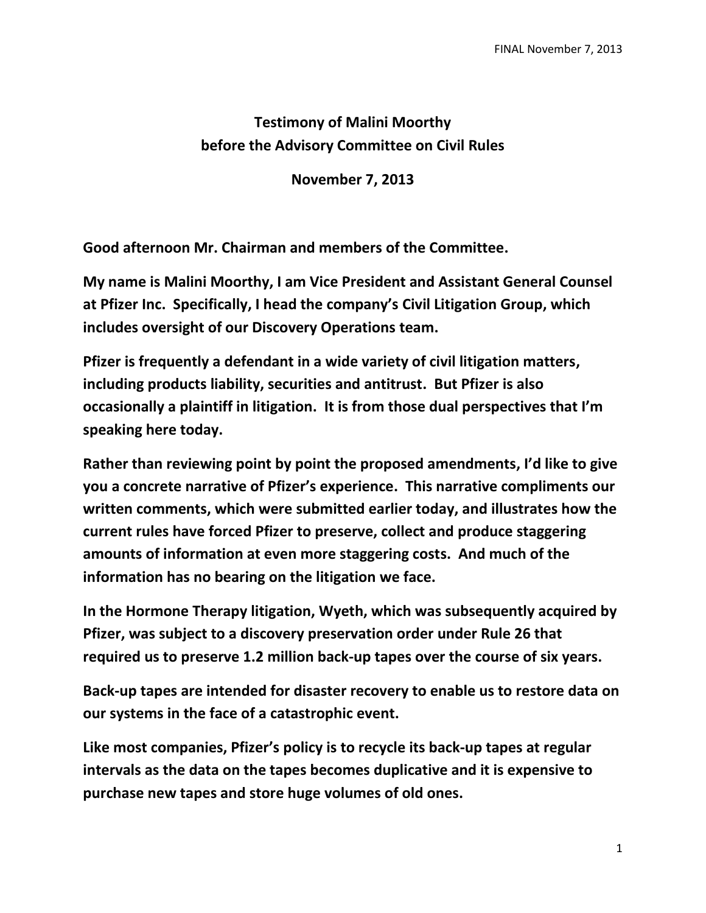# Testimony of Malini Moorthy before the Advisory Committee on Civil Rules

**November 7, 2013**

**Good afternoon Mr. Chairman and members of the Committee.**

**My name is Malini Moorthy, I am Vice President and Assistant General Counsel at Pfizer Inc. Specifically, I head the company's Civil Litigation Group, which includes oversight of our Discovery Operations team.**

**Pfizer is frequently a defendant in a wide variety of civil litigation matters, including products liability, securities and antitrust. But Pfizer is also occasionally a plaintiff in litigation. It is from those dual perspectives that I'm speaking here today.**

**Rather than reviewing point by point the proposed amendments, I'd like to give you a concrete narrative of Pfizer's experience. This narrative compliments our written comments, which were submitted earlier today, and illustrates how the current rules have forced Pfizer to preserve, collect and produce staggering amounts of information at even more staggering costs. And much of the information has no bearing on the litigation we face.**

**In the Hormone Therapy litigation, Wyeth, which was subsequently acquired by Pfizer, was subject to a discovery preservation order under Rule 26 that required us to preserve 1.2 million back-up tapes over the course of six years.**

**Back-up tapes are intended for disaster recovery to enable us to restore data on our systems in the face of a catastrophic event.**

**Like most companies, Pfizer's policy is to recycle its back-up tapes at regular intervals as the data on the tapes becomes duplicative and it is expensive to purchase new tapes and store huge volumes of old ones.**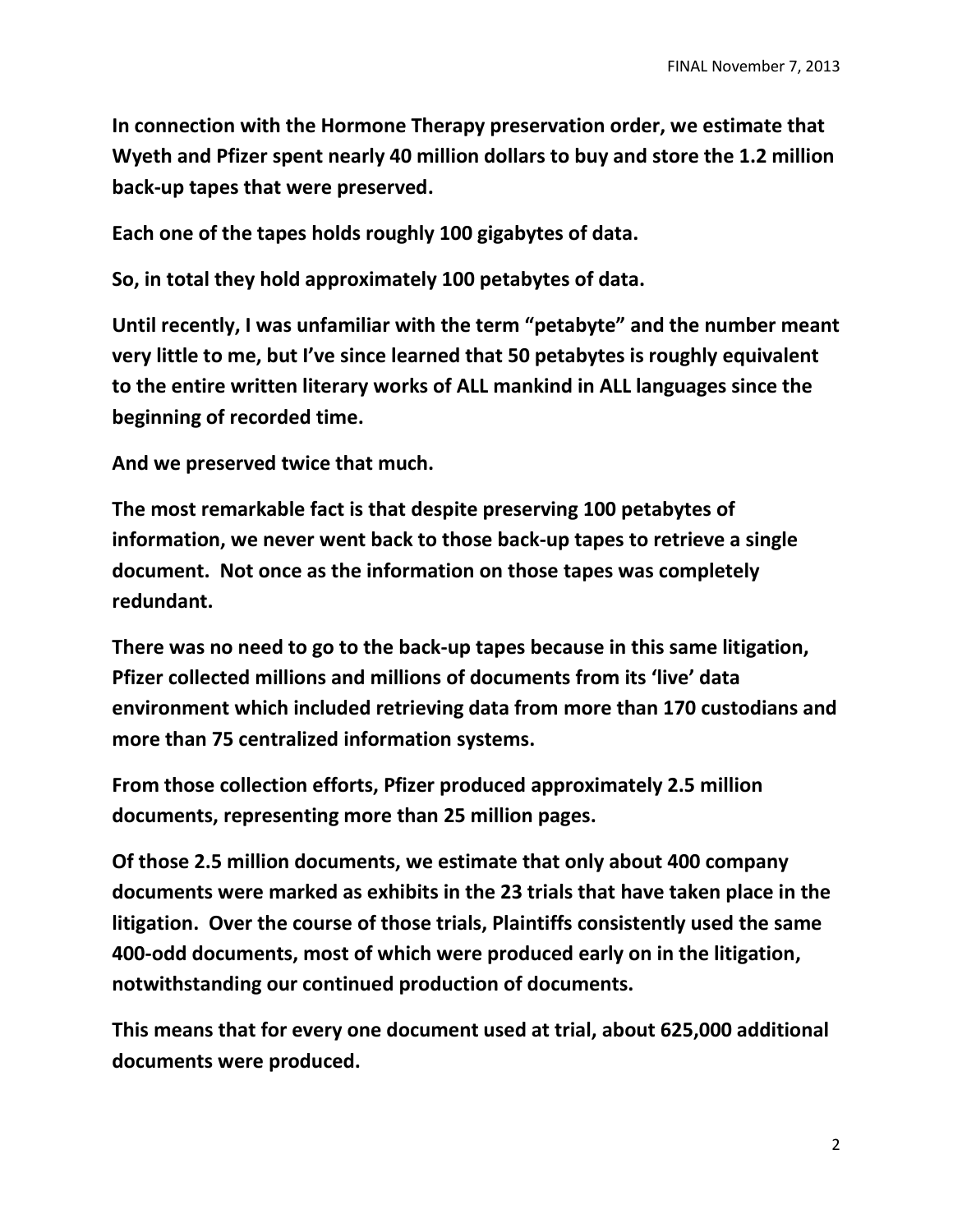**In connection with the Hormone Therapy preservation order, we estimate that Wyeth and Pfizer spent nearly 40 million dollars to buy and store the 1.2 million back-up tapes that were preserved.**

**Each one of the tapes holds roughly 100 gigabytes of data.**

**So, in total they hold approximately 100 petabytes of data.**

**Until recently, I was unfamiliar with the term "petabyte" and the number meant very little to me, but I've since learned that 50 petabytes is roughly equivalent to the entire written literary works of ALL mankind in ALL languages since the beginning of recorded time.**

**And we preserved twice that much.**

**The most remarkable fact is that despite preserving 100 petabytes of information, we never went back to those back-up tapes to retrieve a single document. Not once as the information on those tapes was completely redundant.**

**There was no need to go to the back-up tapes because in this same litigation, Pfizer collected millions and millions of documents from its 'live' data environment which included retrieving data from more than 170 custodians and more than 75 centralized information systems.**

**From those collection efforts, Pfizer produced approximately 2.5 million documents, representing more than 25 million pages.**

**Of those 2.5 million documents, we estimate that only about 400 company documents were marked as exhibits in the 23 trials that have taken place in the litigation. Over the course of those trials, Plaintiffs consistently used the same 400-odd documents, most of which were produced early on in the litigation, notwithstanding our continued production of documents.**

**This means that for every one document used at trial, about 625,000 additional documents were produced.**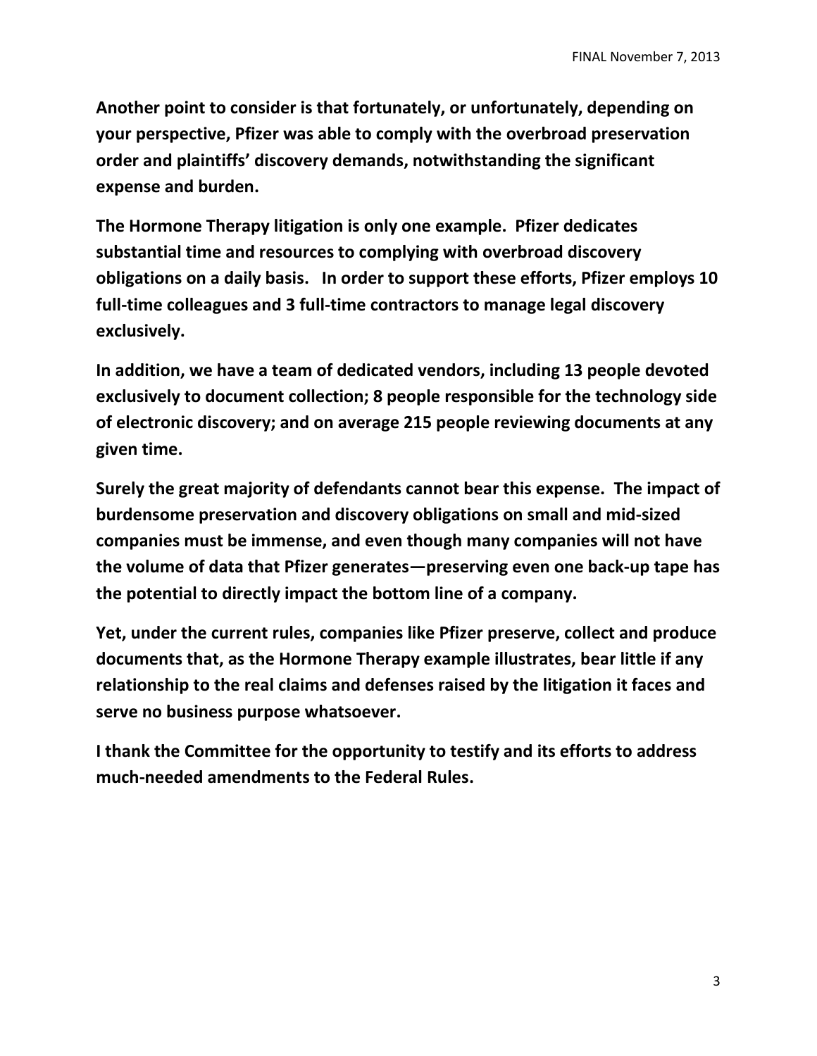**Another point to consider is that fortunately, or unfortunately, depending on your perspective, Pfizer was able to comply with the overbroad preservation order and plaintiffs' discovery demands, notwithstanding the significant expense and burden.**

**The Hormone Therapy litigation is only one example. Pfizer dedicates substantial time and resources to complying with overbroad discovery obligations on a daily basis. In order to support these efforts, Pfizer employs 10 full-time colleagues and 3 full-time contractors to manage legal discovery exclusively.**

**In addition, we have a team of dedicated vendors, including 13 people devoted exclusively to document collection; 8 people responsible for the technology side of electronic discovery; and on average 215 people reviewing documents at any given time.**

**Surely the great majority of defendants cannot bear this expense. The impact of burdensome preservation and discovery obligations on small and mid-sized companies must be immense, and even though many companies will not have the volume of data that Pfizer generates—preserving even one back-up tape has the potential to directly impact the bottom line of a company.**

**Yet, under the current rules, companies like Pfizer preserve, collect and produce documents that, as the Hormone Therapy example illustrates, bear little if any relationship to the real claims and defenses raised by the litigation it faces and serve no business purpose whatsoever.**

**I thank the Committee for the opportunity to testify and its efforts to address much-needed amendments to the Federal Rules.**